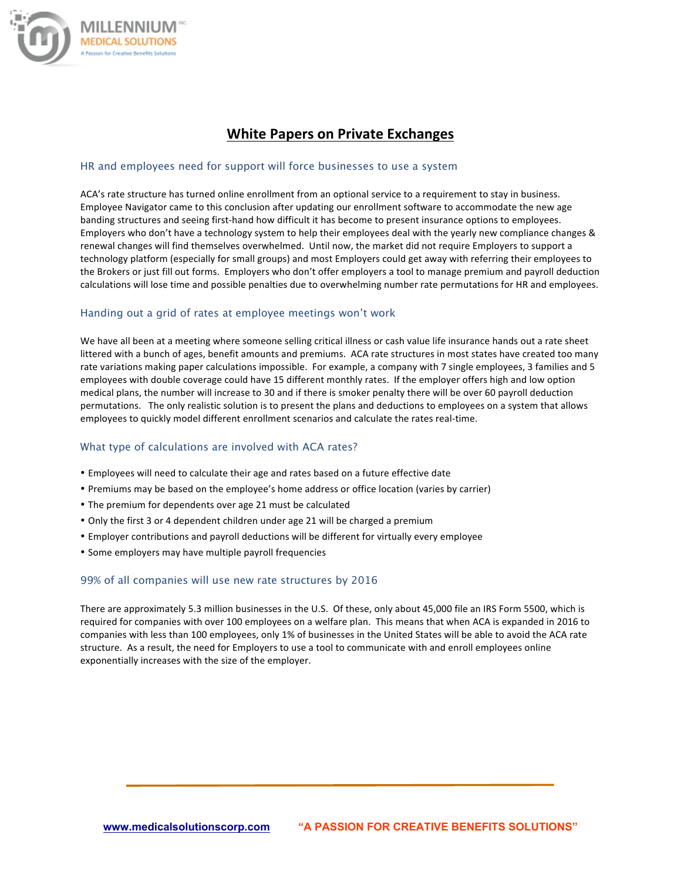# White Papers on Private Exchanges

## HR and employees need for support will force businesses to use a system

ACA's rate structure has turned online enrollment from an optional service to a requirement to stay in business. Employee Navigator came to this conclusion after updating our enrollment software to accommodate the new age banding structures and seeing first-hand how difficult it has become to present insurance options to employees. Employers who don't have a technology system to help their employees deal with the yearly new compliance changes & renewal changes will find themselves overwhelmed. Until now, the market did not require Employers to support a technology platform (especially for small groups) and most Employers could get away with referring their employees to the Brokers or just fill out forms. Employers who don't offer employers a tool to manage premium and payroll deduction calculations will lose time and possible penalties due to overwhelming number rate permutations for HR and employees.

## Handing out a grid of rates at employee meetings won't work

We have all been at a meeting where someone selling critical illness or cash value life insurance hands out a rate sheet littered with a bunch of ages, benefit amounts and premiums. ACA rate structures in most states have created too many rate variations making paper calculations impossible. For example, a company with 7 single employees, 3 families and 5 employees with double coverage could have 15 different monthly rates. If the employer offers high and low option medical plans, the number will increase to 30 and if there is smoker penalty there will be over 60 payroll deduction permutations. The only realistic solution is to present the plans and deductions to employees on a system that allows employees to quickly model different enrollment scenarios and calculate the rates real-time.

## What type of calculations are involved with ACA rates?

- Employees will need to calculate their age and rates based on a future effective date
- Premiums may be based on the employee's home address or office location (varies by carrier)
- The premium for dependents over age 21 must be calculated
- Only the first 3 or 4 dependent children under age 21 will be charged a premium
- Employer contributions and payroll deductions will be different for virtually every employee
- Some employers may have multiple payroll frequencies

## 99% of all companies will use new rate structures by 2016

There are approximately 5.3 million businesses in the U.S. Of these, only about 45,000 file an IRS Form 5500, which is required for companies with over 100 employees on a welfare plan. This means that when ACA is expanded in 2016 to companies with less than 100 employees, only 1% of businesses in the United States will be able to avoid the ACA rate structure. As a result, the need for Employers to use a tool to communicate with and enroll employees online exponentially increases with the size of the employer.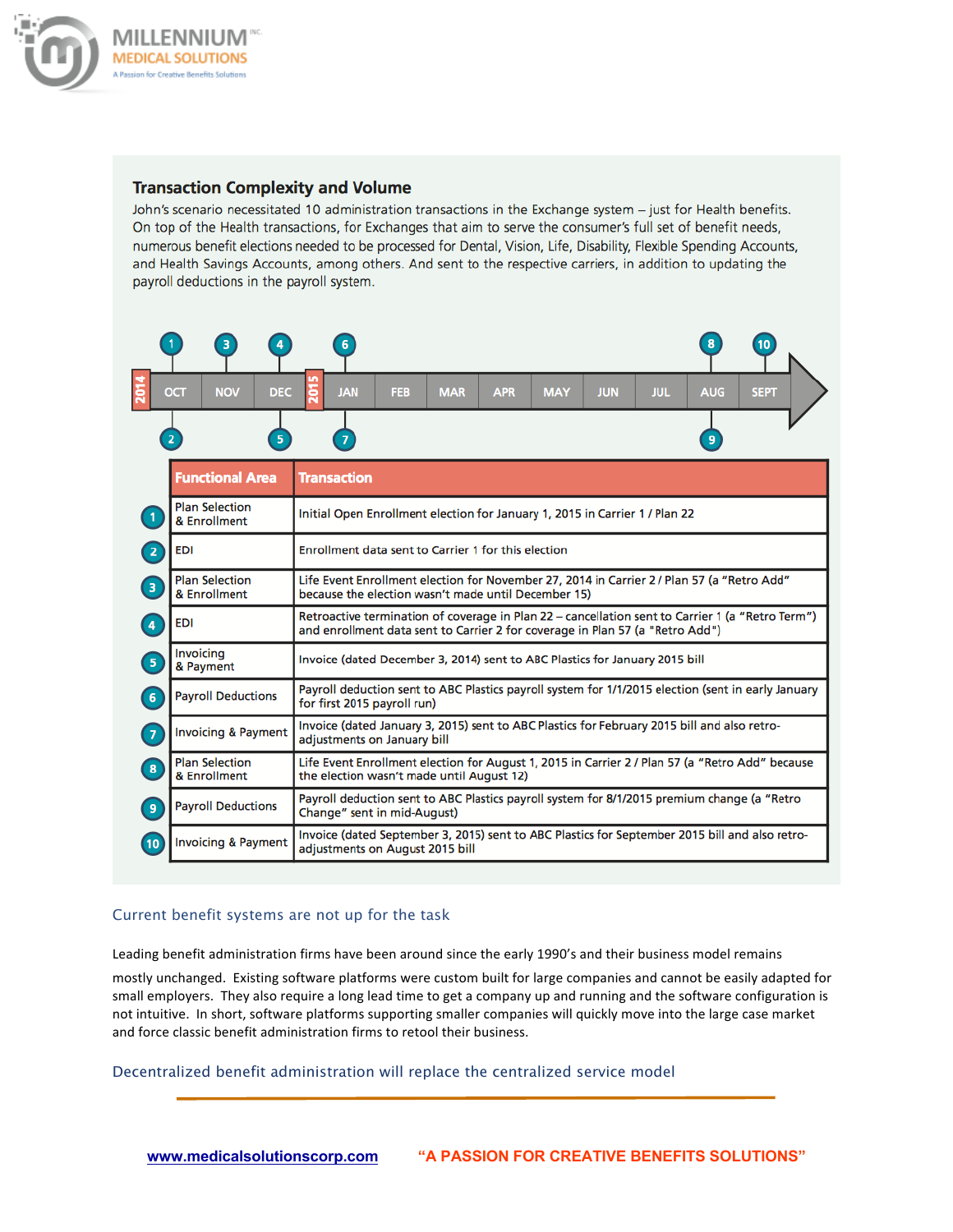## Transaction Complexity and Volume

John's scenario necessitated 10 administration transactions in the Exchange system – just for Health benefits. On top of the Health transactions, for Exchanges that aim to serve the consumer's full set of benefit needs, numerous benefit elections needed to be processed for Dental, Vision, Life, Disability, Flexible Spending Accounts, and Health Savings Accounts, among others. And sent to the respective carriers, in addition to updating the payroll deductions in the payroll system.

2014 OCT NOV DEC 2015 JAN FEB MAR APR MAY JUN JUL AUG SEPT

| # | Functional Area | Transaction |
|---|---|---|
| 1 | Plan Selection & Enrollment | Initial Open Enrollment election for January 1, 2015 in Carrier 1 / Plan 22 |
| 2 | EDI | Enrollment data sent to Carrier 1 for this election |
| 3 | Plan Selection & Enrollment | Life Event Enrollment election for November 27, 2014 in Carrier 2 / Plan 57 (a "Retro Add" because the election wasn't made until December 15) |
| 4 | EDI | Retroactive termination of coverage in Plan 22 – cancellation sent to Carrier 1 (a "Retro Term") and enrollment data sent to Carrier 2 for coverage in Plan 57 (a "Retro Add") |
| 5 | Invoicing & Payment | Invoice (dated December 3, 2014) sent to ABC Plastics for January 2015 bill |
| 6 | Payroll Deductions | Payroll deduction sent to ABC Plastics payroll system for 1/1/2015 election (sent in early January for first 2015 payroll run) |
| 7 | Invoicing & Payment | Invoice (dated January 3, 2015) sent to ABC Plastics for February 2015 bill and also retro-adjustments on January bill |
| 8 | Plan Selection & Enrollment | Life Event Enrollment election for August 1, 2015 in Carrier 2 / Plan 57 (a "Retro Add" because the election wasn't made until August 12) |
| 9 | Payroll Deductions | Payroll deduction sent to ABC Plastics payroll system for 8/1/2015 premium change (a "Retro Change" sent in mid-August) |
| 10 | Invoicing & Payment | Invoice (dated September 3, 2015) sent to ABC Plastics for September 2015 bill and also retro-adjustments on August 2015 bill |

### Current benefit systems are not up for the task

Leading benefit administration firms have been around since the early 1990's and their business model remains mostly unchanged. Existing software platforms were custom built for large companies and cannot be easily adapted for small employers. They also require a long lead time to get a company up and running and the software configuration is not intuitive. In short, software platforms supporting smaller companies will quickly move into the large case market and force classic benefit administration firms to retool their business.

### Decentralized benefit administration will replace the centralized service model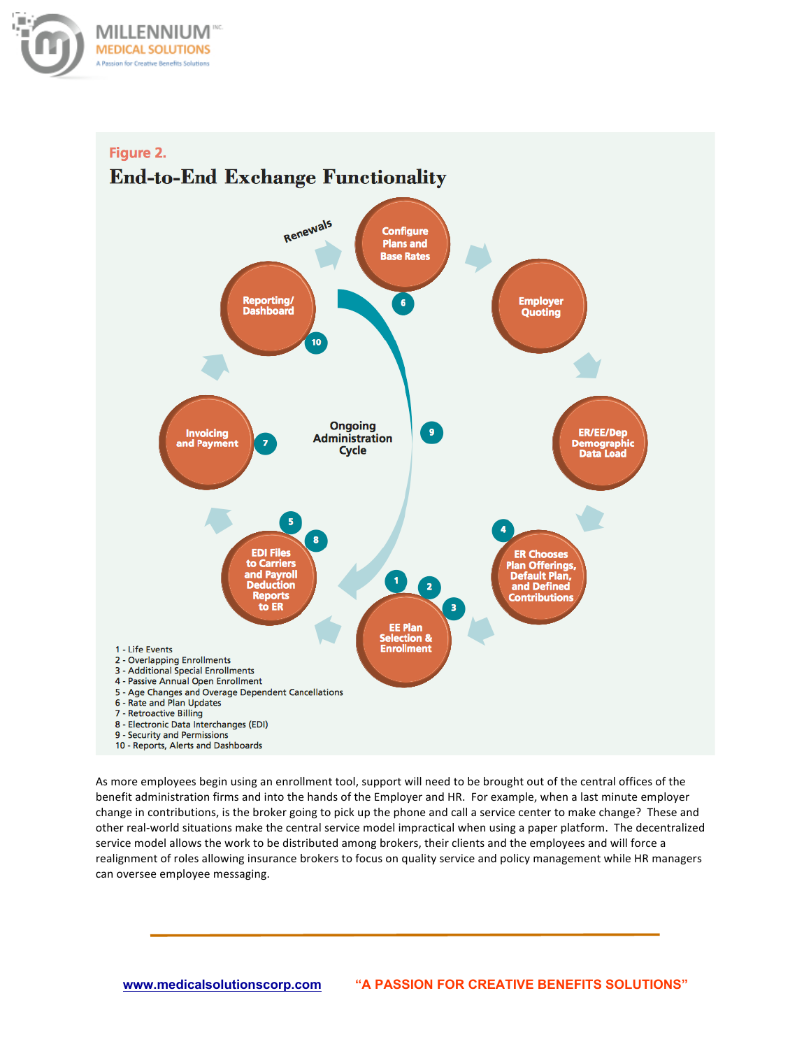Figure 2.

# End-to-End Exchange Functionality

1 - Life Events
2 - Overlapping Enrollments
3 - Additional Special Enrollments
4 - Passive Annual Open Enrollment
5 - Age Changes and Overage Dependent Cancellations
6 - Rate and Plan Updates
7 - Retroactive Billing
8 - Electronic Data Interchanges (EDI)
9 - Security and Permissions
10 - Reports, Alerts and Dashboards

As more employees begin using an enrollment tool, support will need to be brought out of the central offices of the benefit administration firms and into the hands of the Employer and HR. For example, when a last minute employer change in contributions, is the broker going to pick up the phone and call a service center to make change? These and other real-world situations make the central service model impractical when using a paper platform. The decentralized service model allows the work to be distributed among brokers, their clients and the employees and will force a realignment of roles allowing insurance brokers to focus on quality service and policy management while HR managers can oversee employee messaging.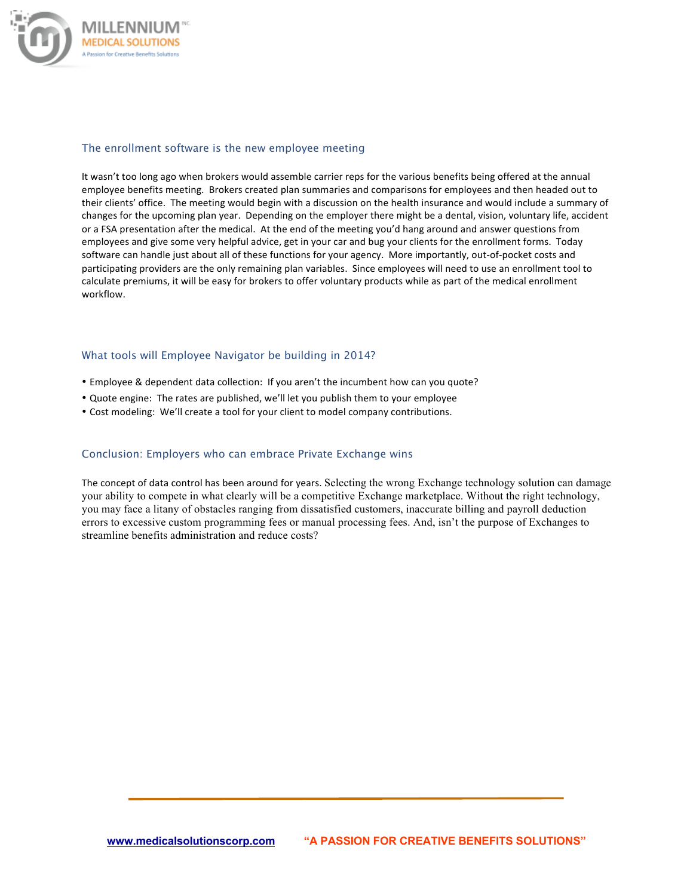## The enrollment software is the new employee meeting

It wasn't too long ago when brokers would assemble carrier reps for the various benefits being offered at the annual employee benefits meeting. Brokers created plan summaries and comparisons for employees and then headed out to their clients' office. The meeting would begin with a discussion on the health insurance and would include a summary of changes for the upcoming plan year. Depending on the employer there might be a dental, vision, voluntary life, accident or a FSA presentation after the medical. At the end of the meeting you'd hang around and answer questions from employees and give some very helpful advice, get in your car and bug your clients for the enrollment forms. Today software can handle just about all of these functions for your agency. More importantly, out-of-pocket costs and participating providers are the only remaining plan variables. Since employees will need to use an enrollment tool to calculate premiums, it will be easy for brokers to offer voluntary products while as part of the medical enrollment workflow.

## What tools will Employee Navigator be building in 2014?

- Employee & dependent data collection: If you aren't the incumbent how can you quote?
- Quote engine: The rates are published, we'll let you publish them to your employee
- Cost modeling: We'll create a tool for your client to model company contributions.

## Conclusion: Employers who can embrace Private Exchange wins

The concept of data control has been around for years. Selecting the wrong Exchange technology solution can damage your ability to compete in what clearly will be a competitive Exchange marketplace. Without the right technology, you may face a litany of obstacles ranging from dissatisfied customers, inaccurate billing and payroll deduction errors to excessive custom programming fees or manual processing fees. And, isn't the purpose of Exchanges to streamline benefits administration and reduce costs?